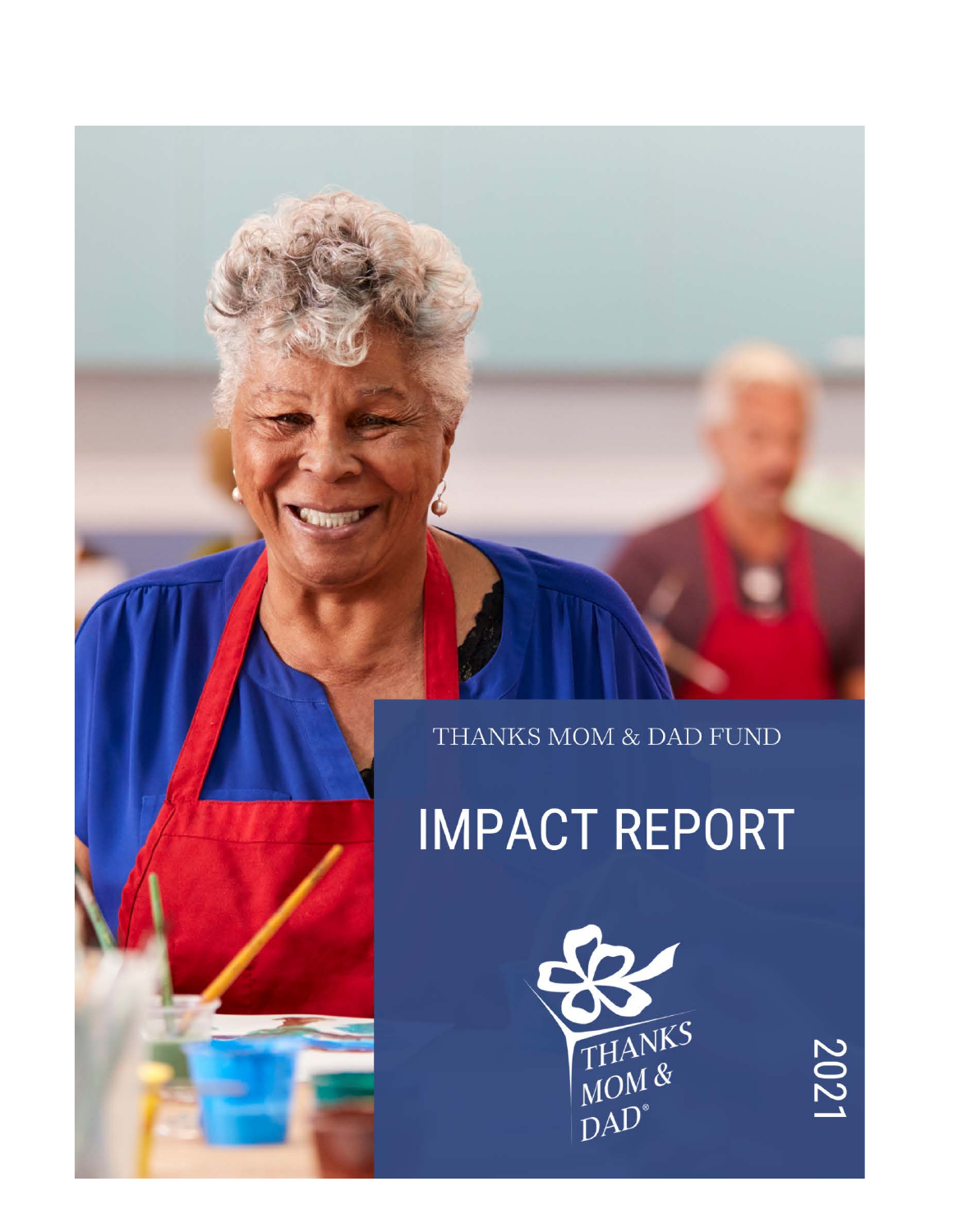THANKS MOM & DAD FUND

# IMPACT REPORT

THANKS MOM & DAD®

2021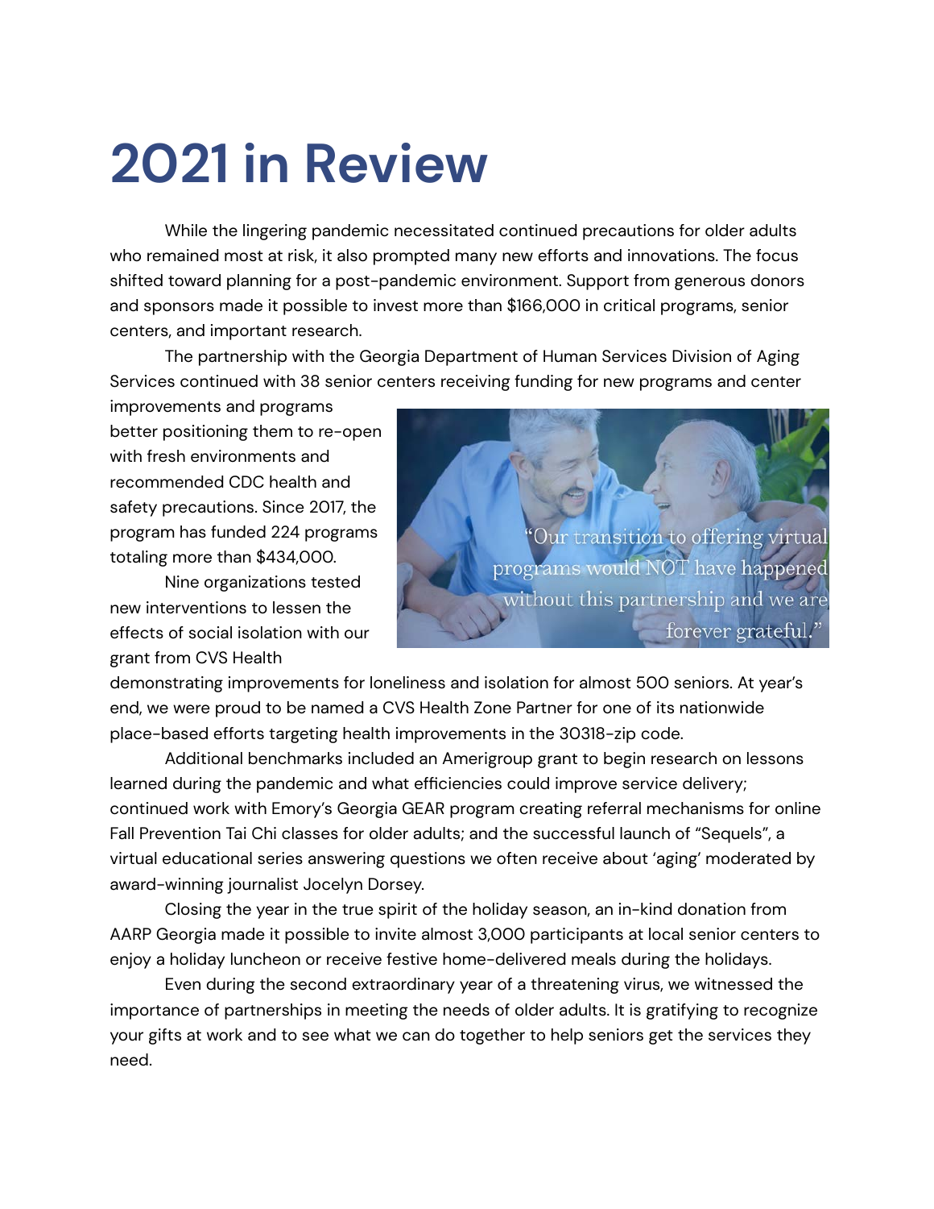# 2021 in Review

While the lingering pandemic necessitated continued precautions for older adults who remained most at risk, it also prompted many new efforts and innovations. The focus shifted toward planning for a post-pandemic environment. Support from generous donors and sponsors made it possible to invest more than $166,000 in critical programs, senior centers, and important research.

The partnership with the Georgia Department of Human Services Division of Aging Services continued with 38 senior centers receiving funding for new programs and center improvements and programs better positioning them to re-open with fresh environments and recommended CDC health and safety precautions. Since 2017, the program has funded 224 programs totaling more than $434,000.

> "Our transition to offering virtual programs would NOT have happened without this partnership and we are forever grateful."

Nine organizations tested new interventions to lessen the effects of social isolation with our grant from CVS Health demonstrating improvements for loneliness and isolation for almost 500 seniors. At year's end, we were proud to be named a CVS Health Zone Partner for one of its nationwide place-based efforts targeting health improvements in the 30318-zip code.

Additional benchmarks included an Amerigroup grant to begin research on lessons learned during the pandemic and what efficiencies could improve service delivery; continued work with Emory's Georgia GEAR program creating referral mechanisms for online Fall Prevention Tai Chi classes for older adults; and the successful launch of "Sequels", a virtual educational series answering questions we often receive about 'aging' moderated by award-winning journalist Jocelyn Dorsey.

Closing the year in the true spirit of the holiday season, an in-kind donation from AARP Georgia made it possible to invite almost 3,000 participants at local senior centers to enjoy a holiday luncheon or receive festive home-delivered meals during the holidays.

Even during the second extraordinary year of a threatening virus, we witnessed the importance of partnerships in meeting the needs of older adults. It is gratifying to recognize your gifts at work and to see what we can do together to help seniors get the services they need.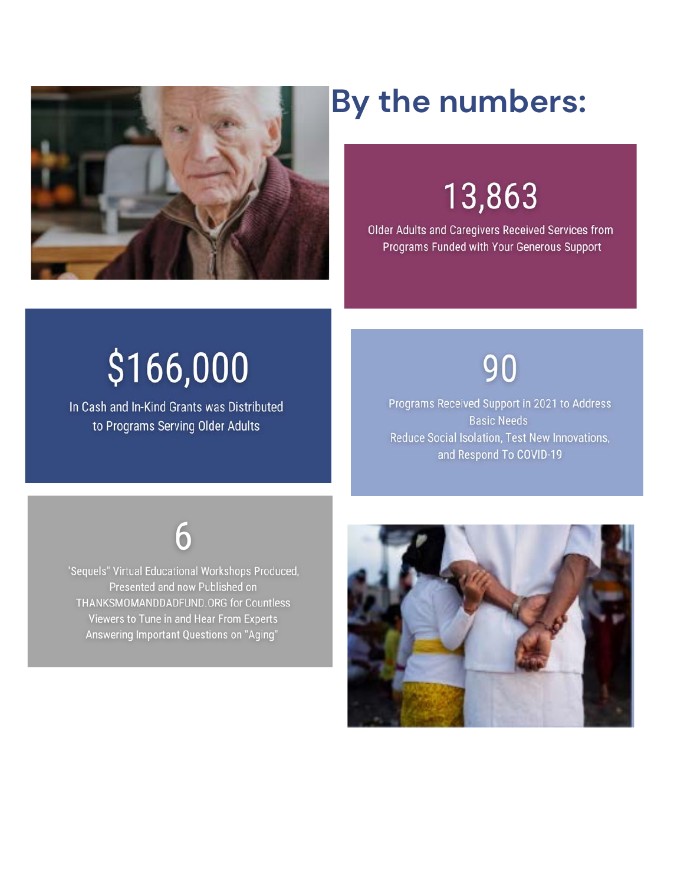# By the numbers:

**13,863**

Older Adults and Caregivers Received Services from Programs Funded with Your Generous Support

**$166,000**

In Cash and In-Kind Grants was Distributed to Programs Serving Older Adults

**90**

Programs Received Support in 2021 to Address Basic Needs
Reduce Social Isolation, Test New Innovations, and Respond To COVID-19

**6**

"Sequels" Virtual Educational Workshops Produced, Presented and now Published on THANKSMOMANDDADFUND.ORG for Countless Viewers to Tune in and Hear From Experts Answering Important Questions on "Aging"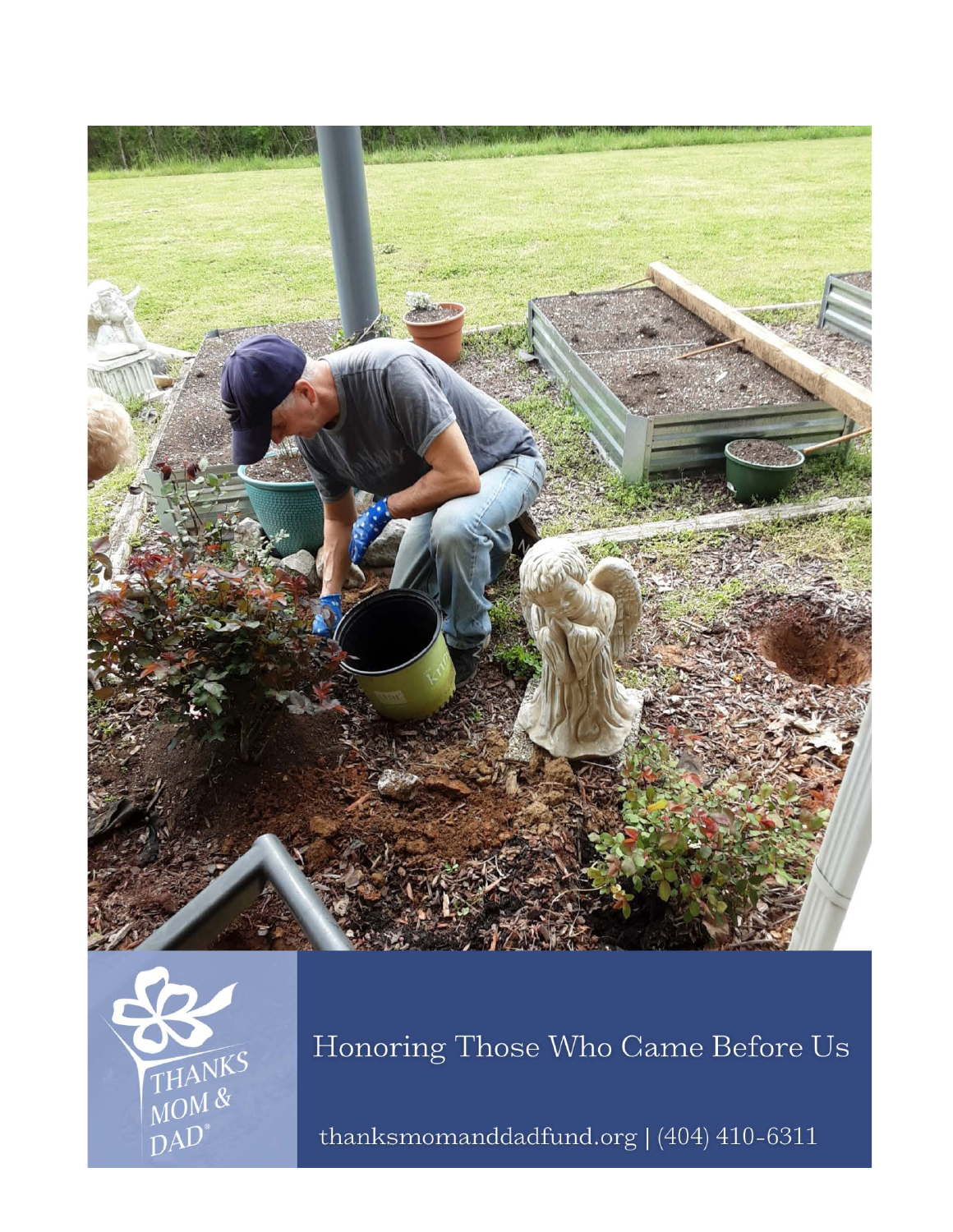THANKS MOM & DAD®

Honoring Those Who Came Before Us

thanksmomanddadfund.org | (404) 410-6311